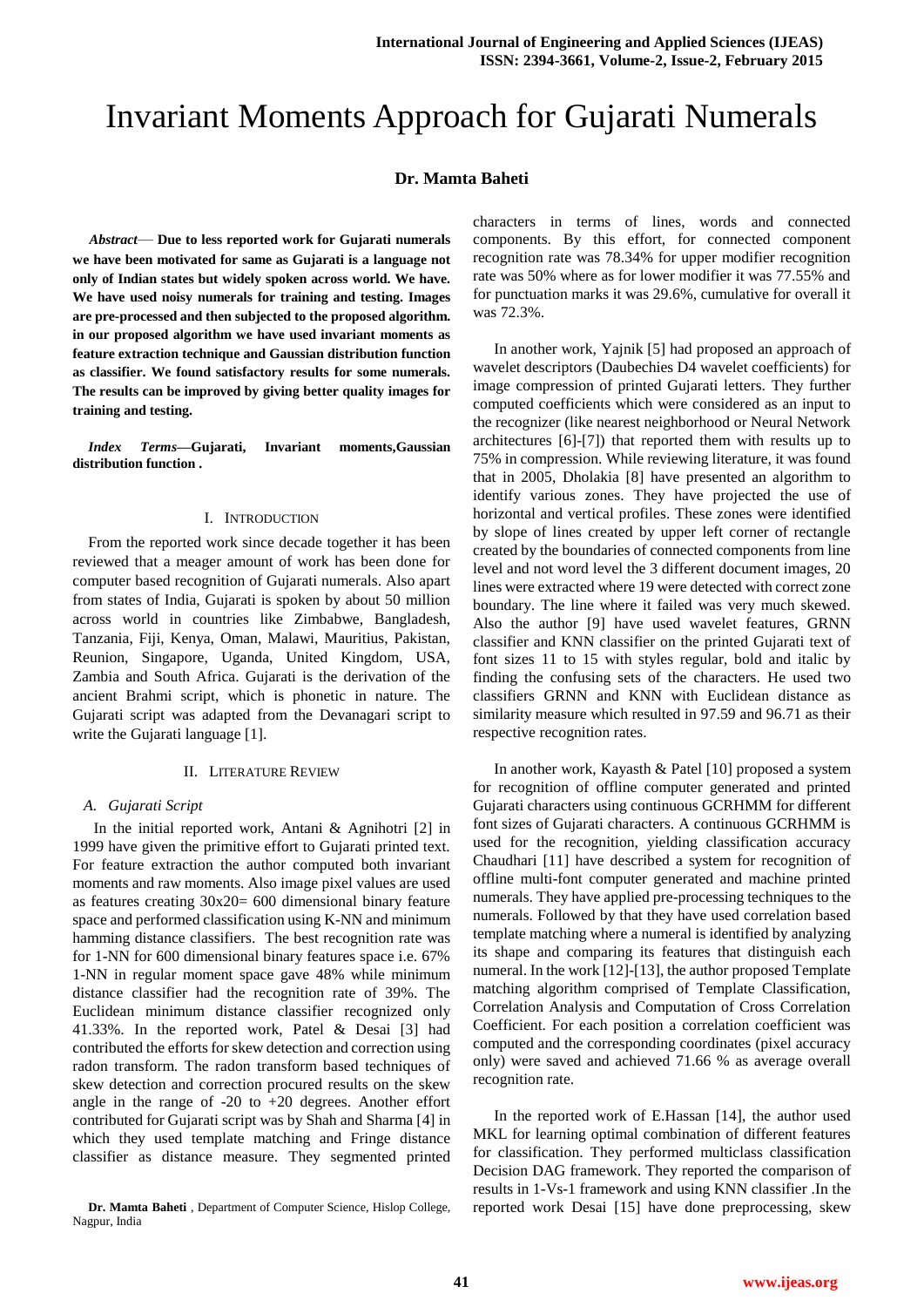# Invariant Moments Approach for Gujarati Numerals

**Dr. Mamta Baheti**

***Abstract*— Due to less reported work for Gujarati numerals we have been motivated for same as Gujarati is a language not only of Indian states but widely spoken across world. We have. We have used noisy numerals for training and testing. Images are pre-processed and then subjected to the proposed algorithm. in our proposed algorithm we have used invariant moments as feature extraction technique and Gaussian distribution function as classifier. We found satisfactory results for some numerals. The results can be improved by giving better quality images for training and testing.**

***Index Terms*—Gujarati, Invariant moments,Gaussian distribution function .**

## I. Introduction

From the reported work since decade together it has been reviewed that a meager amount of work has been done for computer based recognition of Gujarati numerals. Also apart from states of India, Gujarati is spoken by about 50 million across world in countries like Zimbabwe, Bangladesh, Tanzania, Fiji, Kenya, Oman, Malawi, Mauritius, Pakistan, Reunion, Singapore, Uganda, United Kingdom, USA, Zambia and South Africa. Gujarati is the derivation of the ancient Brahmi script, which is phonetic in nature. The Gujarati script was adapted from the Devanagari script to write the Gujarati language [1].

## II. Literature Review

### *A. Gujarati Script*

In the initial reported work, Antani & Agnihotri [2] in 1999 have given the primitive effort to Gujarati printed text. For feature extraction the author computed both invariant moments and raw moments. Also image pixel values are used as features creating 30x20= 600 dimensional binary feature space and performed classification using K-NN and minimum hamming distance classifiers. The best recognition rate was for 1-NN for 600 dimensional binary features space i.e. 67% 1-NN in regular moment space gave 48% while minimum distance classifier had the recognition rate of 39%. The Euclidean minimum distance classifier recognized only 41.33%. In the reported work, Patel & Desai [3] had contributed the efforts for skew detection and correction using radon transform. The radon transform based techniques of skew detection and correction procured results on the skew angle in the range of -20 to +20 degrees. Another effort contributed for Gujarati script was by Shah and Sharma [4] in which they used template matching and Fringe distance classifier as distance measure. They segmented printed characters in terms of lines, words and connected components. By this effort, for connected component recognition rate was 78.34% for upper modifier recognition rate was 50% where as for lower modifier it was 77.55% and for punctuation marks it was 29.6%, cumulative for overall it was 72.3%.

In another work, Yajnik [5] had proposed an approach of wavelet descriptors (Daubechies D4 wavelet coefficients) for image compression of printed Gujarati letters. They further computed coefficients which were considered as an input to the recognizer (like nearest neighborhood or Neural Network architectures [6]-[7]) that reported them with results up to 75% in compression. While reviewing literature, it was found that in 2005, Dholakia [8] have presented an algorithm to identify various zones. They have projected the use of horizontal and vertical profiles. These zones were identified by slope of lines created by upper left corner of rectangle created by the boundaries of connected components from line level and not word level the 3 different document images, 20 lines were extracted where 19 were detected with correct zone boundary. The line where it failed was very much skewed. Also the author [9] have used wavelet features, GRNN classifier and KNN classifier on the printed Gujarati text of font sizes 11 to 15 with styles regular, bold and italic by finding the confusing sets of the characters. He used two classifiers GRNN and KNN with Euclidean distance as similarity measure which resulted in 97.59 and 96.71 as their respective recognition rates.

In another work, Kayasth & Patel [10] proposed a system for recognition of offline computer generated and printed Gujarati characters using continuous GCRHMM for different font sizes of Gujarati characters. A continuous GCRHMM is used for the recognition, yielding classification accuracy Chaudhari [11] have described a system for recognition of offline multi-font computer generated and machine printed numerals. They have applied pre-processing techniques to the numerals. Followed by that they have used correlation based template matching where a numeral is identified by analyzing its shape and comparing its features that distinguish each numeral. In the work [12]-[13], the author proposed Template matching algorithm comprised of Template Classification, Correlation Analysis and Computation of Cross Correlation Coefficient. For each position a correlation coefficient was computed and the corresponding coordinates (pixel accuracy only) were saved and achieved 71.66 % as average overall recognition rate.

In the reported work of E.Hassan [14], the author used MKL for learning optimal combination of different features for classification. They performed multiclass classification Decision DAG framework. They reported the comparison of results in 1-Vs-1 framework and using KNN classifier .In the reported work Desai [15] have done preprocessing, skew

**Dr. Mamta Baheti** , Department of Computer Science, Hislop College, Nagpur, India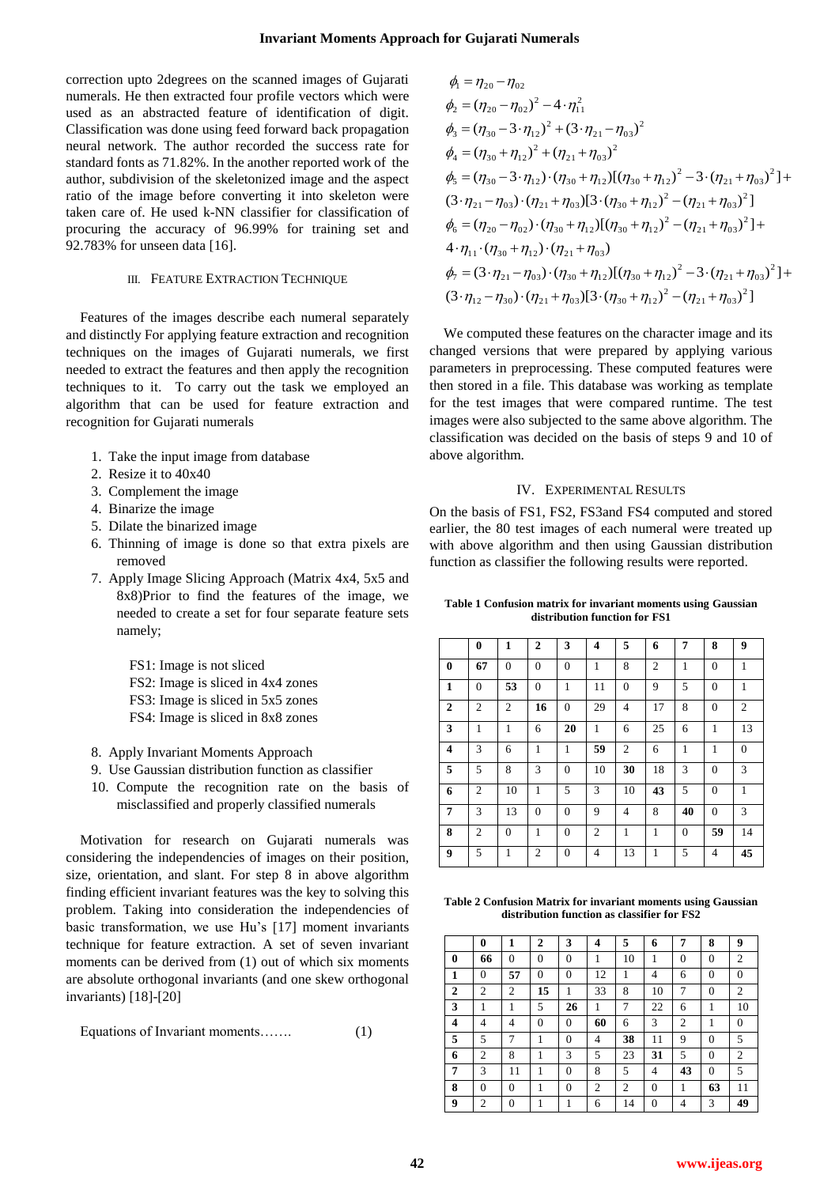correction upto 2degrees on the scanned images of Gujarati numerals. He then extracted four profile vectors which were used as an abstracted feature of identification of digit. Classification was done using feed forward back propagation neural network. The author recorded the success rate for standard fonts as 71.82%. In the another reported work of the author, subdivision of the skeletonized image and the aspect ratio of the image before converting it into skeleton were taken care of. He used k-NN classifier for classification of procuring the accuracy of 96.99% for training set and 92.783% for unseen data [16].

## III. Feature Extraction Technique

Features of the images describe each numeral separately and distinctly For applying feature extraction and recognition techniques on the images of Gujarati numerals, we first needed to extract the features and then apply the recognition techniques to it. To carry out the task we employed an algorithm that can be used for feature extraction and recognition for Gujarati numerals

1. Take the input image from database
2. Resize it to 40x40
3. Complement the image
4. Binarize the image
5. Dilate the binarized image
6. Thinning of image is done so that extra pixels are removed
7. Apply Image Slicing Approach (Matrix 4x4, 5x5 and 8x8)Prior to find the features of the image, we needed to create a set for four separate feature sets namely;

   FS1: Image is not sliced
   FS2: Image is sliced in 4x4 zones
   FS3: Image is sliced in 5x5 zones
   FS4: Image is sliced in 8x8 zones

8. Apply Invariant Moments Approach
9. Use Gaussian distribution function as classifier
10. Compute the recognition rate on the basis of misclassified and properly classified numerals

Motivation for research on Gujarati numerals was considering the independencies of images on their position, size, orientation, and slant. For step 8 in above algorithm finding efficient invariant features was the key to solving this problem. Taking into consideration the independencies of basic transformation, we use Hu's [17] moment invariants technique for feature extraction. A set of seven invariant moments can be derived from (1) out of which six moments are absolute orthogonal invariants (and one skew orthogonal invariants) [18]-[20]

Equations of Invariant moments……. (1)

$$\phi_1 = \eta_{20} - \eta_{02}$$

$$\phi_2 = (\eta_{20} - \eta_{02})^2 - 4\cdot\eta_{11}^2$$

$$\phi_3 = (\eta_{30} - 3\cdot\eta_{12})^2 + (3\cdot\eta_{21} - \eta_{03})^2$$

$$\phi_4 = (\eta_{30} + \eta_{12})^2 + (\eta_{21} + \eta_{03})^2$$

$$\phi_5 = (\eta_{30} - 3\cdot\eta_{12})\cdot(\eta_{30} + \eta_{12})[(\eta_{30} + \eta_{12})^2 - 3\cdot(\eta_{21} + \eta_{03})^2] + (3\cdot\eta_{21} - \eta_{03})\cdot(\eta_{21} + \eta_{03})[3\cdot(\eta_{30} + \eta_{12})^2 - (\eta_{21} + \eta_{03})^2]$$

$$\phi_6 = (\eta_{20} - \eta_{02})\cdot(\eta_{30} + \eta_{12})[(\eta_{30} + \eta_{12})^2 - (\eta_{21} + \eta_{03})^2] + 4\cdot\eta_{11}\cdot(\eta_{30} + \eta_{12})\cdot(\eta_{21} + \eta_{03})$$

$$\phi_7 = (3\cdot\eta_{21} - \eta_{03})\cdot(\eta_{30} + \eta_{12})[(\eta_{30} + \eta_{12})^2 - 3\cdot(\eta_{21} + \eta_{03})^2] + (3\cdot\eta_{12} - \eta_{30})\cdot(\eta_{21} + \eta_{03})[3\cdot(\eta_{30} + \eta_{12})^2 - (\eta_{21} + \eta_{03})^2]$$

We computed these features on the character image and its changed versions that were prepared by applying various parameters in preprocessing. These computed features were then stored in a file. This database was working as template for the test images that were compared runtime. The test images were also subjected to the same above algorithm. The classification was decided on the basis of steps 9 and 10 of above algorithm.

## IV. Experimental Results

On the basis of FS1, FS2, FS3and FS4 computed and stored earlier, the 80 test images of each numeral were treated up with above algorithm and then using Gaussian distribution function as classifier the following results were reported.

**Table 1 Confusion matrix for invariant moments using Gaussian distribution function for FS1**

| | **0** | **1** | **2** | **3** | **4** | **5** | **6** | **7** | **8** | **9** |
|---|---|---|---|---|---|---|---|---|---|---|
| **0** | **67** | 0 | 0 | 0 | 1 | 8 | 2 | 1 | 0 | 1 |
| **1** | 0 | **53** | 0 | 1 | 11 | 0 | 9 | 5 | 0 | 1 |
| **2** | 2 | 2 | **16** | 0 | 29 | 4 | 17 | 8 | 0 | 2 |
| **3** | 1 | 1 | 6 | **20** | 1 | 6 | 25 | 6 | 1 | 13 |
| **4** | 3 | 6 | 1 | 1 | **59** | 2 | 6 | 1 | 1 | 0 |
| **5** | 5 | 8 | 3 | 0 | 10 | **30** | 18 | 3 | 0 | 3 |
| **6** | 2 | 10 | 1 | 5 | 3 | 10 | **43** | 5 | 0 | 1 |
| **7** | 3 | 13 | 0 | 0 | 9 | 4 | 8 | **40** | 0 | 3 |
| **8** | 2 | 0 | 1 | 0 | 2 | 1 | 1 | 0 | **59** | 14 |
| **9** | 5 | 1 | 2 | 0 | 4 | 13 | 1 | 5 | 4 | **45** |

**Table 2 Confusion Matrix for invariant moments using Gaussian distribution function as classifier for FS2**

| | **0** | **1** | **2** | **3** | **4** | **5** | **6** | **7** | **8** | **9** |
|---|---|---|---|---|---|---|---|---|---|---|
| **0** | **66** | 0 | 0 | 0 | 1 | 10 | 1 | 0 | 0 | 2 |
| **1** | 0 | **57** | 0 | 0 | 12 | 1 | 4 | 6 | 0 | 0 |
| **2** | 2 | 2 | **15** | 1 | 33 | 8 | 10 | 7 | 0 | 2 |
| **3** | 1 | 1 | 5 | **26** | 1 | 7 | 22 | 6 | 1 | 10 |
| **4** | 4 | 4 | 0 | 0 | **60** | 6 | 3 | 2 | 1 | 0 |
| **5** | 5 | 7 | 1 | 0 | 4 | **38** | 11 | 9 | 0 | 5 |
| **6** | 2 | 8 | 1 | 3 | 5 | 23 | **31** | 5 | 0 | 2 |
| **7** | 3 | 11 | 1 | 0 | 8 | 5 | 4 | **43** | 0 | 5 |
| **8** | 0 | 0 | 1 | 0 | 2 | 2 | 0 | 1 | **63** | 11 |
| **9** | 2 | 0 | 1 | 1 | 6 | 14 | 0 | 4 | 3 | **49** |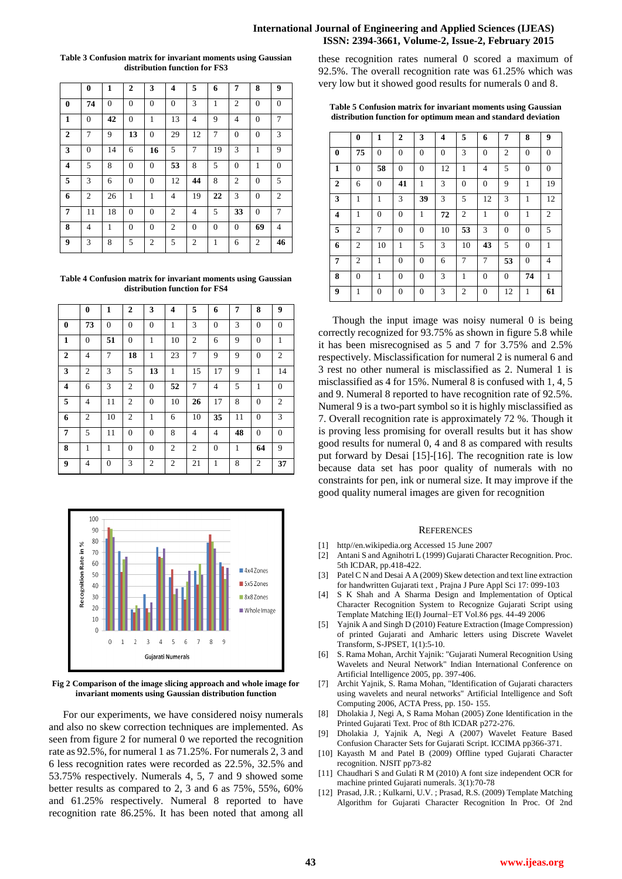**Table 3 Confusion matrix for invariant moments using Gaussian distribution function for FS3**

| | 0 | 1 | 2 | 3 | 4 | 5 | 6 | 7 | 8 | 9 |
|---|---|---|---|---|---|---|---|---|---|---|
| **0** | **74** | 0 | 0 | 0 | 0 | 3 | 1 | 2 | 0 | 0 |
| **1** | 0 | **42** | 0 | 1 | 13 | 4 | 9 | 4 | 0 | 7 |
| **2** | 7 | 9 | **13** | 0 | 29 | 12 | 7 | 0 | 0 | 3 |
| **3** | 0 | 14 | 6 | **16** | 5 | 7 | 19 | 3 | 1 | 9 |
| **4** | 5 | 8 | 0 | 0 | **53** | 8 | 5 | 0 | 1 | 0 |
| **5** | 3 | 6 | 0 | 0 | 12 | **44** | 8 | 2 | 0 | 5 |
| **6** | 2 | 26 | 1 | 1 | 4 | 19 | **22** | 3 | 0 | 2 |
| **7** | 11 | 18 | 0 | 0 | 2 | 4 | 5 | **33** | 0 | 7 |
| **8** | 4 | 1 | 0 | 0 | 2 | 0 | 0 | 0 | **69** | 4 |
| **9** | 3 | 8 | 5 | 2 | 5 | 2 | 1 | 6 | 2 | **46** |

**Table 4 Confusion matrix for invariant moments using Gaussian distribution function for FS4**

| | 0 | 1 | 2 | 3 | 4 | 5 | 6 | 7 | 8 | 9 |
|---|---|---|---|---|---|---|---|---|---|---|
| **0** | **73** | 0 | 0 | 0 | 1 | 3 | 0 | 3 | 0 | 0 |
| **1** | 0 | **51** | 0 | 1 | 10 | 2 | 6 | 9 | 0 | 1 |
| **2** | 4 | 7 | **18** | 1 | 23 | 7 | 9 | 9 | 0 | 2 |
| **3** | 2 | 3 | 5 | **13** | 1 | 15 | 17 | 9 | 1 | 14 |
| **4** | 6 | 3 | 2 | 0 | **52** | 7 | 4 | 5 | 1 | 0 |
| **5** | 4 | 11 | 2 | 0 | 10 | **26** | 17 | 8 | 0 | 2 |
| **6** | 2 | 10 | 2 | 1 | 6 | 10 | **35** | 11 | 0 | 3 |
| **7** | 5 | 11 | 0 | 0 | 8 | 4 | 4 | **48** | 0 | 0 |
| **8** | 1 | 1 | 0 | 0 | 2 | 2 | 0 | 1 | **64** | 9 |
| **9** | 4 | 0 | 3 | 2 | 2 | 21 | 1 | 8 | 2 | **37** |

**Fig 2 Comparison of the image slicing approach and whole image for invariant moments using Gaussian distribution function**

For our experiments, we have considered noisy numerals and also no skew correction techniques are implemented. As seen from figure 2 for numeral 0 we reported the recognition rate as 92.5%, for numeral 1 as 71.25%. For numerals 2, 3 and 6 less recognition rates were recorded as 22.5%, 32.5% and 53.75% respectively. Numerals 4, 5, 7 and 9 showed some better results as compared to 2, 3 and 6 as 75%, 55%, 60% and 61.25% respectively. Numeral 8 reported to have recognition rate 86.25%. It has been noted that among all these recognition rates numeral 0 scored a maximum of 92.5%. The overall recognition rate was 61.25% which was very low but it showed good results for numerals 0 and 8.

**Table 5 Confusion matrix for invariant moments using Gaussian distribution function for optimum mean and standard deviation**

| | 0 | 1 | 2 | 3 | 4 | 5 | 6 | 7 | 8 | 9 |
|---|---|---|---|---|---|---|---|---|---|---|
| **0** | **75** | 0 | 0 | 0 | 0 | 3 | 0 | 2 | 0 | 0 |
| **1** | 0 | **58** | 0 | 0 | 12 | 1 | 4 | 5 | 0 | 0 |
| **2** | 6 | 0 | **41** | 1 | 3 | 0 | 0 | 9 | 1 | 19 |
| **3** | 1 | 1 | 3 | **39** | 3 | 5 | 12 | 3 | 1 | 12 |
| **4** | 1 | 0 | 0 | 1 | **72** | 2 | 1 | 0 | 1 | 2 |
| **5** | 2 | 7 | 0 | 0 | 10 | **53** | 3 | 0 | 0 | 5 |
| **6** | 2 | 10 | 1 | 5 | 3 | 10 | **43** | 5 | 0 | 1 |
| **7** | 2 | 1 | 0 | 0 | 6 | 7 | 7 | **53** | 0 | 4 |
| **8** | 0 | 1 | 0 | 0 | 3 | 1 | 0 | 0 | **74** | 1 |
| **9** | 1 | 0 | 0 | 0 | 3 | 2 | 0 | 12 | 1 | **61** |

Though the input image was noisy numeral 0 is being correctly recognized for 93.75% as shown in figure 5.8 while it has been misrecognised as 5 and 7 for 3.75% and 2.5% respectively. Misclassification for numeral 2 is numeral 6 and 3 rest no other numeral is misclassified as 2. Numeral 1 is misclassified as 4 for 15%. Numeral 8 is confused with 1, 4, 5 and 9. Numeral 8 reported to have recognition rate of 92.5%. Numeral 9 is a two-part symbol so it is highly misclassified as 7. Overall recognition rate is approximately 72 %. Though it is proving less promising for overall results but it has show good results for numeral 0, 4 and 8 as compared with results put forward by Desai [15]-[16]. The recognition rate is low because data set has poor quality of numerals with no constraints for pen, ink or numeral size. It may improve if the good quality numeral images are given for recognition

## References

[1] http//en.wikipedia.org Accessed 15 June 2007

[2] Antani S and Agnihotri L (1999) Gujarati Character Recognition. Proc. 5th ICDAR, pp.418-422.

[3] Patel C N and Desai A A (2009) Skew detection and text line extraction for handwritten Gujarati text , Prajna J Pure Appl Sci 17: 099-103

[4] S K Shah and A Sharma Design and Implementation of Optical Character Recognition System to Recognize Gujarati Script using Template Matching IE(I) Journal−ET Vol.86 pgs. 44-49 2006

[5] Yajnik A and Singh D (2010) Feature Extraction (Image Compression) of printed Gujarati and Amharic letters using Discrete Wavelet Transform, S-JPSET, 1(1):5-10.

[6] S. Rama Mohan, Archit Yajnik: "Gujarati Numeral Recognition Using Wavelets and Neural Network" Indian International Conference on Artificial Intelligence 2005, pp. 397-406.

[7] Archit Yajnik, S. Rama Mohan, "Identification of Gujarati characters using wavelets and neural networks" Artificial Intelligence and Soft Computing 2006, ACTA Press, pp. 150- 155.

[8] Dholakia J, Negi A, S Rama Mohan (2005) Zone Identification in the Printed Gujarati Text. Proc of 8th ICDAR p272-276.

[9] Dholakia J, Yajnik A, Negi A (2007) Wavelet Feature Based Confusion Character Sets for Gujarati Script. ICCIMA pp366-371.

[10] Kayasth M and Patel B (2009) Offline typed Gujarati Character recognition. NJSIT pp73-82

[11] Chaudhari S and Gulati R M (2010) A font size independent OCR for machine printed Gujarati numerals. 3(1):70-78

[12] Prasad, J.R. ; Kulkarni, U.V. ; Prasad, R.S. (2009) Template Matching Algorithm for Gujarati Character Recognition In Proc. Of 2nd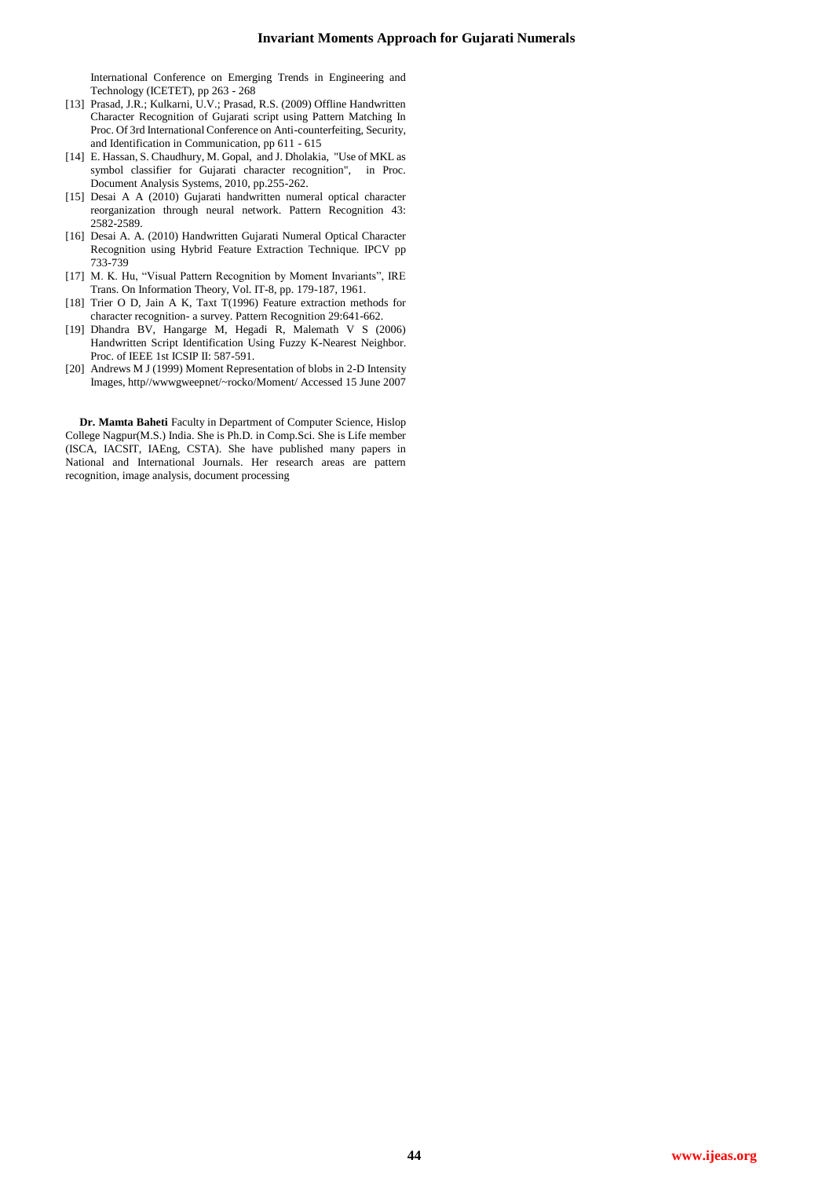International Conference on Emerging Trends in Engineering and Technology (ICETET), pp 263 - 268

[13] Prasad, J.R.; Kulkarni, U.V.; Prasad, R.S. (2009) Offline Handwritten Character Recognition of Gujarati script using Pattern Matching In Proc. Of 3rd International Conference on Anti-counterfeiting, Security, and Identification in Communication, pp 611 - 615

[14] E. Hassan, S. Chaudhury, M. Gopal, and J. Dholakia, "Use of MKL as symbol classifier for Gujarati character recognition", in Proc. Document Analysis Systems, 2010, pp.255-262.

[15] Desai A A (2010) Gujarati handwritten numeral optical character reorganization through neural network. Pattern Recognition 43: 2582-2589.

[16] Desai A. A. (2010) Handwritten Gujarati Numeral Optical Character Recognition using Hybrid Feature Extraction Technique. IPCV pp 733-739

[17] M. K. Hu, "Visual Pattern Recognition by Moment Invariants", IRE Trans. On Information Theory, Vol. IT-8, pp. 179-187, 1961.

[18] Trier O D, Jain A K, Taxt T(1996) Feature extraction methods for character recognition- a survey. Pattern Recognition 29:641-662.

[19] Dhandra BV, Hangarge M, Hegadi R, Malemath V S (2006) Handwritten Script Identification Using Fuzzy K-Nearest Neighbor. Proc. of IEEE 1st ICSIP II: 587-591.

[20] Andrews M J (1999) Moment Representation of blobs in 2-D Intensity Images, http//wwwgweepnet/~rocko/Moment/ Accessed 15 June 2007

**Dr. Mamta Baheti** Faculty in Department of Computer Science, Hislop College Nagpur(M.S.) India. She is Ph.D. in Comp.Sci. She is Life member (ISCA, IACSIT, IAEng, CSTA). She have published many papers in National and International Journals. Her research areas are pattern recognition, image analysis, document processing